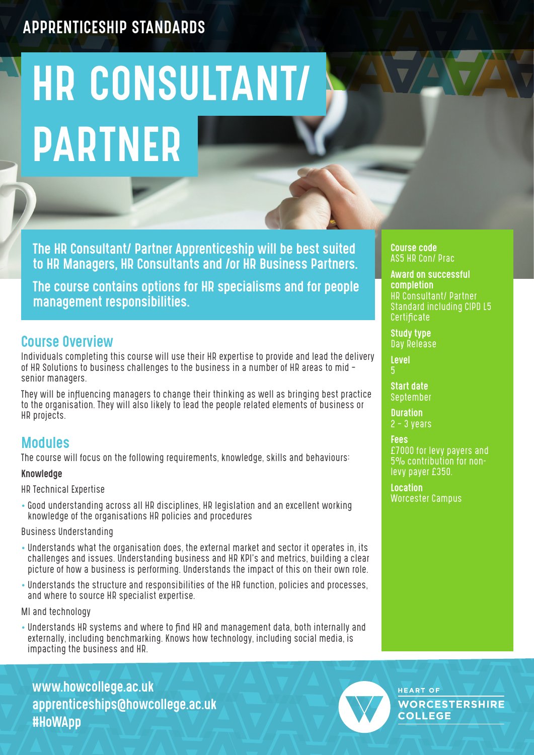APPRENTICESHIP STANDARDS

# HR CONSULTANT/ PARTNER

**The HR Consultant/ Partner Apprenticeship will be best suited to HR Managers, HR Consultants and /or HR Business Partners.**

**The course contains options for HR specialisms and for people management responsibilities.**

**Course code**
AS5 HR Con/ Prac

**Award on successful completion**
HR Consultant/ Partner Standard including CIPD L5 Certificate

**Study type**
Day Release

**Level**
5

**Start date**
September

**Duration**
2 – 3 years

**Fees**
£7000 for levy payers and 5% contribution for non-levy payer £350.

**Location**
Worcester Campus

## Course Overview

Individuals completing this course will use their HR expertise to provide and lead the delivery of HR Solutions to business challenges to the business in a number of HR areas to mid – senior managers.

They will be influencing managers to change their thinking as well as bringing best practice to the organisation. They will also likely to lead the people related elements of business or HR projects.

## Modules

The course will focus on the following requirements, knowledge, skills and behaviours:

**Knowledge**

HR Technical Expertise

- Good understanding across all HR disciplines, HR legislation and an excellent working knowledge of the organisations HR policies and procedures

Business Understanding

- Understands what the organisation does, the external market and sector it operates in, its challenges and issues. Understanding business and HR KPI's and metrics, building a clear picture of how a business is performing. Understands the impact of this on their own role.
- Understands the structure and responsibilities of the HR function, policies and processes, and where to source HR specialist expertise.

MI and technology

- Understands HR systems and where to find HR and management data, both internally and externally, including benchmarking. Knows how technology, including social media, is impacting the business and HR.

www.howcollege.ac.uk
apprenticeships@howcollege.ac.uk
#HoWApp

HEART OF WORCESTERSHIRE COLLEGE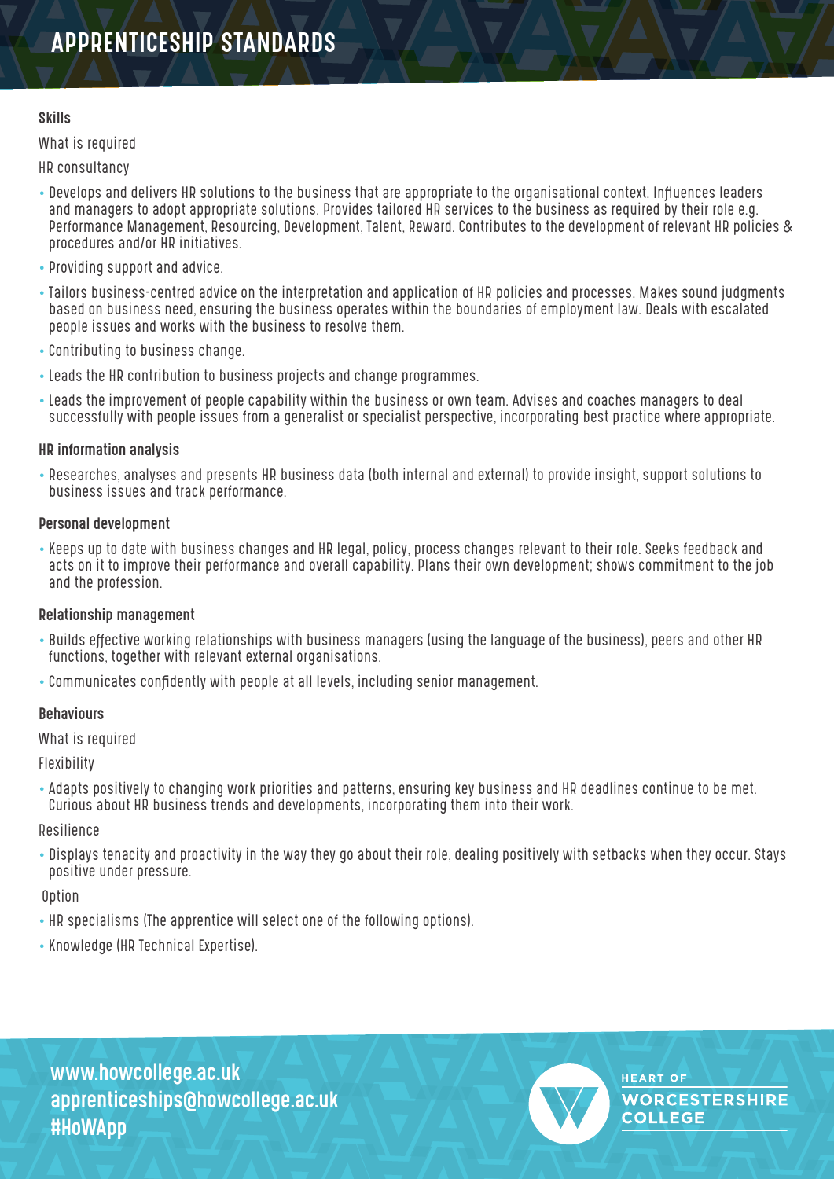# APPRENTICESHIP STANDARDS

### Skills

What is required

HR consultancy

- Develops and delivers HR solutions to the business that are appropriate to the organisational context. Influences leaders and managers to adopt appropriate solutions. Provides tailored HR services to the business as required by their role e.g. Performance Management, Resourcing, Development, Talent, Reward. Contributes to the development of relevant HR policies & procedures and/or HR initiatives.
- Providing support and advice.
- Tailors business-centred advice on the interpretation and application of HR policies and processes. Makes sound judgments based on business need, ensuring the business operates within the boundaries of employment law. Deals with escalated people issues and works with the business to resolve them.
- Contributing to business change.
- Leads the HR contribution to business projects and change programmes.
- Leads the improvement of people capability within the business or own team. Advises and coaches managers to deal successfully with people issues from a generalist or specialist perspective, incorporating best practice where appropriate.

### HR information analysis

- Researches, analyses and presents HR business data (both internal and external) to provide insight, support solutions to business issues and track performance.

### Personal development

- Keeps up to date with business changes and HR legal, policy, process changes relevant to their role. Seeks feedback and acts on it to improve their performance and overall capability. Plans their own development; shows commitment to the job and the profession.

### Relationship management

- Builds effective working relationships with business managers (using the language of the business), peers and other HR functions, together with relevant external organisations.
- Communicates confidently with people at all levels, including senior management.

### Behaviours

What is required

Flexibility

- Adapts positively to changing work priorities and patterns, ensuring key business and HR deadlines continue to be met. Curious about HR business trends and developments, incorporating them into their work.

Resilience

- Displays tenacity and proactivity in the way they go about their role, dealing positively with setbacks when they occur. Stays positive under pressure.

Option

- HR specialisms (The apprentice will select one of the following options).
- Knowledge (HR Technical Expertise).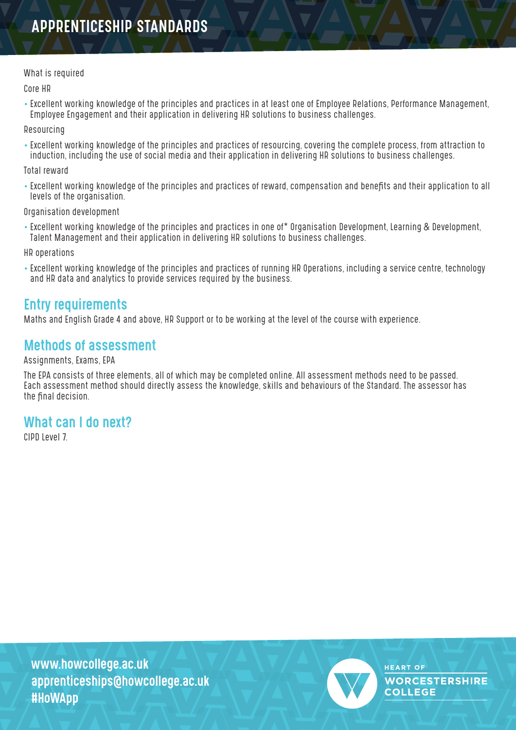What is required

Core HR

- Excellent working knowledge of the principles and practices in at least one of Employee Relations, Performance Management, Employee Engagement and their application in delivering HR solutions to business challenges.

Resourcing

- Excellent working knowledge of the principles and practices of resourcing, covering the complete process, from attraction to induction, including the use of social media and their application in delivering HR solutions to business challenges.

Total reward

- Excellent working knowledge of the principles and practices of reward, compensation and benefits and their application to all levels of the organisation.

Organisation development

- Excellent working knowledge of the principles and practices in one of* Organisation Development, Learning & Development, Talent Management and their application in delivering HR solutions to business challenges.

HR operations

- Excellent working knowledge of the principles and practices of running HR Operations, including a service centre, technology and HR data and analytics to provide services required by the business.

## Entry requirements

Maths and English Grade 4 and above, HR Support or to be working at the level of the course with experience.

## Methods of assessment

Assignments, Exams, EPA

The EPA consists of three elements, all of which may be completed online. All assessment methods need to be passed. Each assessment method should directly assess the knowledge, skills and behaviours of the Standard. The assessor has the final decision.

## What can I do next?

CIPD Level 7.

www.howcollege.ac.uk
apprenticeships@howcollege.ac.uk
#HoWApp